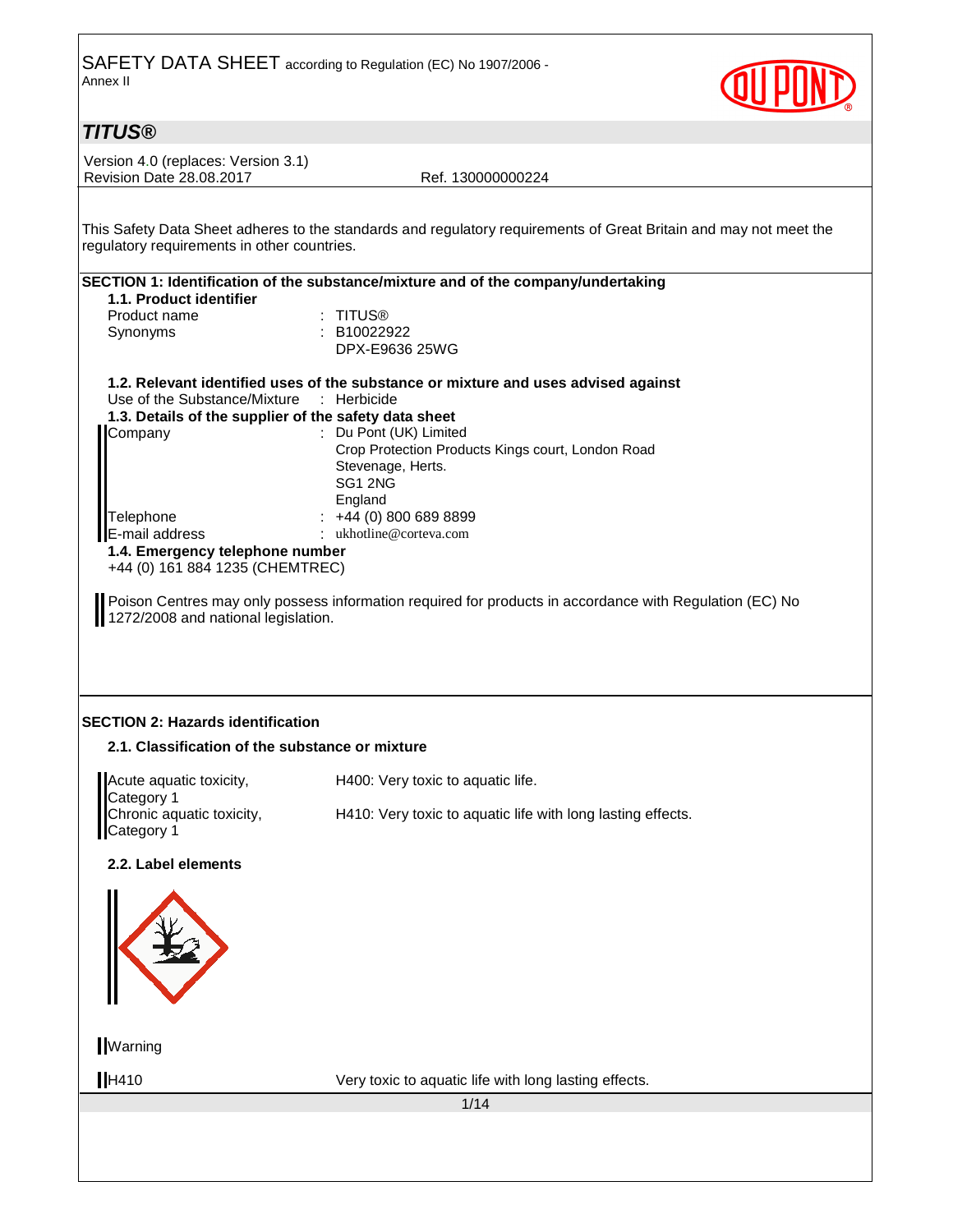SAFETY DATA SHEET according to Regulation (EC) No 1907/2006 - Annex II

# TITUS®

Version 4.0 (replaces: Version 3.1)
Revision Date 28.08.2017 Ref. 130000000224

This Safety Data Sheet adheres to the standards and regulatory requirements of Great Britain and may not meet the regulatory requirements in other countries.

## SECTION 1: Identification of the substance/mixture and of the company/undertaking

### 1.1. Product identifier

Product name : TITUS®
Synonyms : B10022922
DPX-E9636 25WG

### 1.2. Relevant identified uses of the substance or mixture and uses advised against

Use of the Substance/Mixture : Herbicide

### 1.3. Details of the supplier of the safety data sheet

Company : Du Pont (UK) Limited
Crop Protection Products Kings court, London Road
Stevenage, Herts.
SG1 2NG
England

Telephone : +44 (0) 800 689 8899
E-mail address : ukhotline@corteva.com

### 1.4. Emergency telephone number

+44 (0) 161 884 1235 (CHEMTREC)

Poison Centres may only possess information required for products in accordance with Regulation (EC) No 1272/2008 and national legislation.

## SECTION 2: Hazards identification

### 2.1. Classification of the substance or mixture

| | |
|---|---|
| Acute aquatic toxicity, Category 1 | H400: Very toxic to aquatic life. |
| Chronic aquatic toxicity, Category 1 | H410: Very toxic to aquatic life with long lasting effects. |

### 2.2. Label elements

Warning

H410 Very toxic to aquatic life with long lasting effects.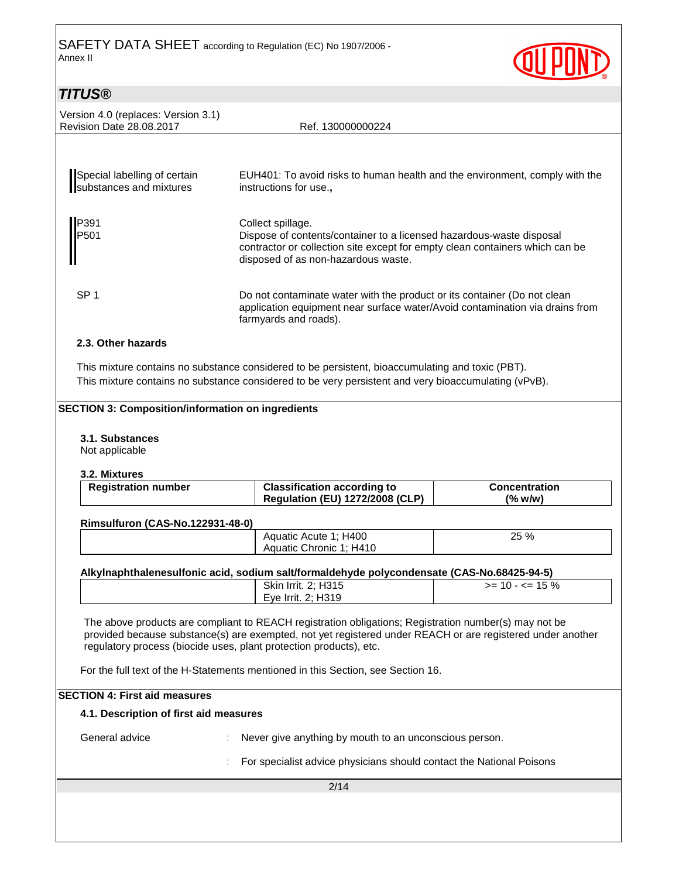| | |
|---|---|
| Special labelling of certain substances and mixtures | EUH401: To avoid risks to human health and the environment, comply with the instructions for use., |
| P391 | Collect spillage. |
| P501 | Dispose of contents/container to a licensed hazardous-waste disposal contractor or collection site except for empty clean containers which can be disposed of as non-hazardous waste. |
| SP 1 | Do not contaminate water with the product or its container (Do not clean application equipment near surface water/Avoid contamination via drains from farmyards and roads). |

### 2.3. Other hazards

This mixture contains no substance considered to be persistent, bioaccumulating and toxic (PBT).
This mixture contains no substance considered to be very persistent and very bioaccumulating (vPvB).

## SECTION 3: Composition/information on ingredients

### 3.1. Substances

Not applicable

### 3.2. Mixtures

| Registration number | Classification according to Regulation (EU) 1272/2008 (CLP) | Concentration (% w/w) |
|---|---|---|
| **Rimsulfuron (CAS-No.122931-48-0)** | | |
| | Aquatic Acute 1; H400<br>Aquatic Chronic 1; H410 | 25 % |
| **Alkylnaphthalenesulfonic acid, sodium salt/formaldehyde polycondensate (CAS-No.68425-94-5)** | | |
| | Skin Irrit. 2; H315<br>Eye Irrit. 2; H319 | >= 10 - <= 15 % |

The above products are compliant to REACH registration obligations; Registration number(s) may not be provided because substance(s) are exempted, not yet registered under REACH or are registered under another regulatory process (biocide uses, plant protection products), etc.

For the full text of the H-Statements mentioned in this Section, see Section 16.

## SECTION 4: First aid measures

### 4.1. Description of first aid measures

General advice : Never give anything by mouth to an unconscious person.

: For specialist advice physicians should contact the National Poisons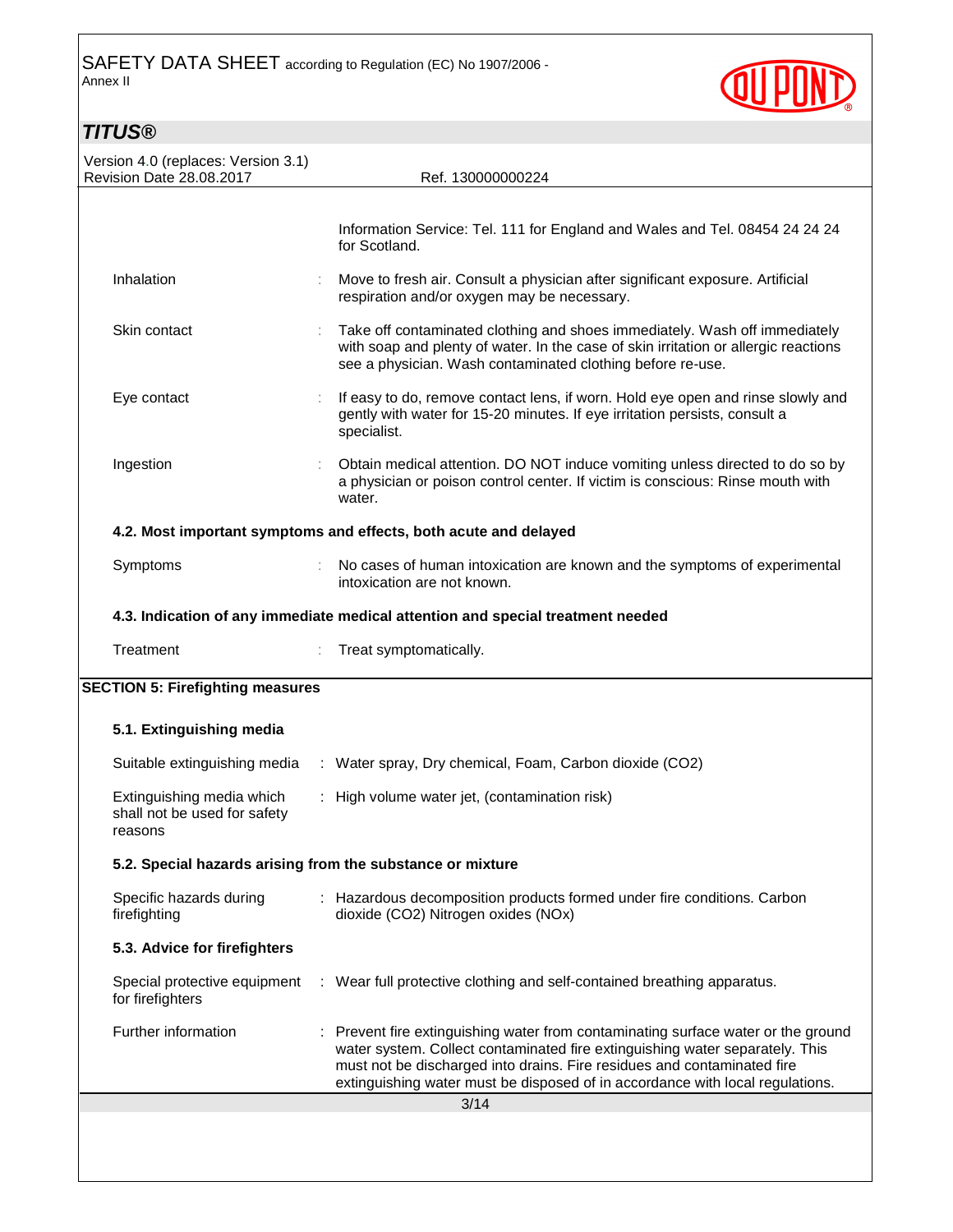Information Service: Tel. 111 for England and Wales and Tel. 08454 24 24 24 for Scotland.

| | |
|---|---|
| Inhalation | : Move to fresh air. Consult a physician after significant exposure. Artificial respiration and/or oxygen may be necessary. |
| Skin contact | : Take off contaminated clothing and shoes immediately. Wash off immediately with soap and plenty of water. In the case of skin irritation or allergic reactions see a physician. Wash contaminated clothing before re-use. |
| Eye contact | : If easy to do, remove contact lens, if worn. Hold eye open and rinse slowly and gently with water for 15-20 minutes. If eye irritation persists, consult a specialist. |
| Ingestion | : Obtain medical attention. DO NOT induce vomiting unless directed to do so by a physician or poison control center. If victim is conscious: Rinse mouth with water. |

### 4.2. Most important symptoms and effects, both acute and delayed

| | |
|---|---|
| Symptoms | : No cases of human intoxication are known and the symptoms of experimental intoxication are not known. |

### 4.3. Indication of any immediate medical attention and special treatment needed

| | |
|---|---|
| Treatment | : Treat symptomatically. |

## SECTION 5: Firefighting measures

### 5.1. Extinguishing media

| | |
|---|---|
| Suitable extinguishing media | : Water spray, Dry chemical, Foam, Carbon dioxide ($CO_2$) |
| Extinguishing media which shall not be used for safety reasons | : High volume water jet, (contamination risk) |

### 5.2. Special hazards arising from the substance or mixture

| | |
|---|---|
| Specific hazards during firefighting | : Hazardous decomposition products formed under fire conditions. Carbon dioxide ($CO_2$) Nitrogen oxides ($NO_x$) |

### 5.3. Advice for firefighters

| | |
|---|---|
| Special protective equipment for firefighters | : Wear full protective clothing and self-contained breathing apparatus. |
| Further information | : Prevent fire extinguishing water from contaminating surface water or the ground water system. Collect contaminated fire extinguishing water separately. This must not be discharged into drains. Fire residues and contaminated fire extinguishing water must be disposed of in accordance with local regulations. |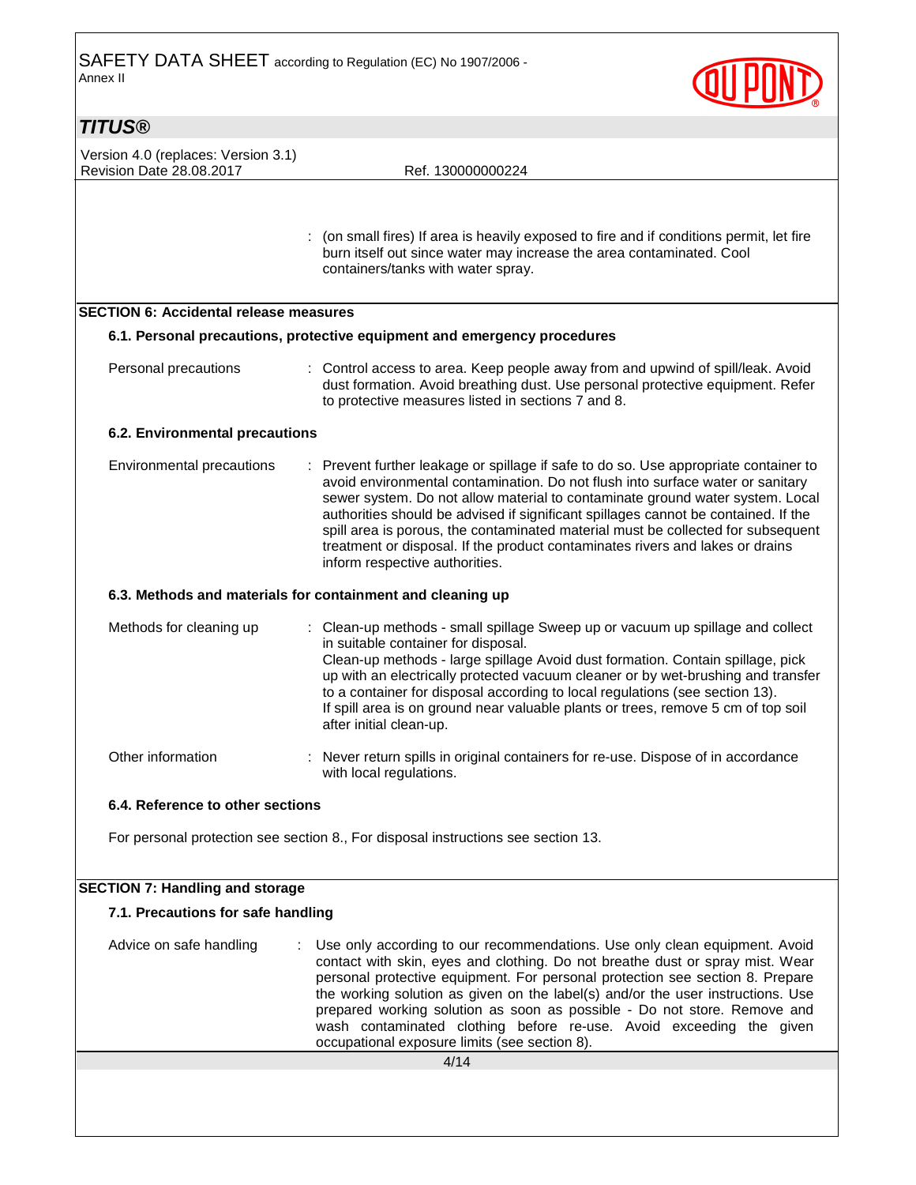: (on small fires) If area is heavily exposed to fire and if conditions permit, let fire burn itself out since water may increase the area contaminated. Cool containers/tanks with water spray.

## SECTION 6: Accidental release measures

### 6.1. Personal precautions, protective equipment and emergency procedures

| | |
|---|---|
| Personal precautions | : Control access to area. Keep people away from and upwind of spill/leak. Avoid dust formation. Avoid breathing dust. Use personal protective equipment. Refer to protective measures listed in sections 7 and 8. |

### 6.2. Environmental precautions

| | |
|---|---|
| Environmental precautions | : Prevent further leakage or spillage if safe to do so. Use appropriate container to avoid environmental contamination. Do not flush into surface water or sanitary sewer system. Do not allow material to contaminate ground water system. Local authorities should be advised if significant spillages cannot be contained. If the spill area is porous, the contaminated material must be collected for subsequent treatment or disposal. If the product contaminates rivers and lakes or drains inform respective authorities. |

### 6.3. Methods and materials for containment and cleaning up

| | |
|---|---|
| Methods for cleaning up | : Clean-up methods - small spillage Sweep up or vacuum up spillage and collect in suitable container for disposal.<br>Clean-up methods - large spillage Avoid dust formation. Contain spillage, pick up with an electrically protected vacuum cleaner or by wet-brushing and transfer to a container for disposal according to local regulations (see section 13).<br>If spill area is on ground near valuable plants or trees, remove 5 cm of top soil after initial clean-up. |
| Other information | : Never return spills in original containers for re-use. Dispose of in accordance with local regulations. |

### 6.4. Reference to other sections

For personal protection see section 8., For disposal instructions see section 13.

## SECTION 7: Handling and storage

### 7.1. Precautions for safe handling

| | |
|---|---|
| Advice on safe handling | : Use only according to our recommendations. Use only clean equipment. Avoid contact with skin, eyes and clothing. Do not breathe dust or spray mist. Wear personal protective equipment. For personal protection see section 8. Prepare the working solution as given on the label(s) and/or the user instructions. Use prepared working solution as soon as possible - Do not store. Remove and wash contaminated clothing before re-use. Avoid exceeding the given occupational exposure limits (see section 8). |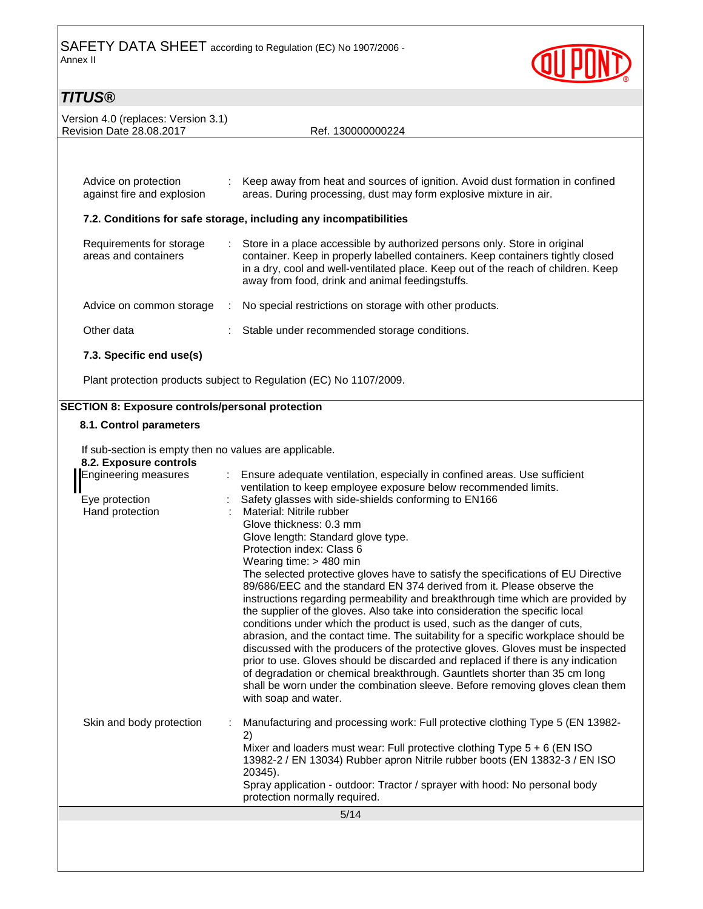| | | |
|---|---|---|
| Advice on protection against fire and explosion | : | Keep away from heat and sources of ignition. Avoid dust formation in confined areas. During processing, dust may form explosive mixture in air. |

### 7.2. Conditions for safe storage, including any incompatibilities

| | | |
|---|---|---|
| Requirements for storage areas and containers | : | Store in a place accessible by authorized persons only. Store in original container. Keep in properly labelled containers. Keep containers tightly closed in a dry, cool and well-ventilated place. Keep out of the reach of children. Keep away from food, drink and animal feedingstuffs. |
| Advice on common storage | : | No special restrictions on storage with other products. |
| Other data | : | Stable under recommended storage conditions. |

### 7.3. Specific end use(s)

Plant protection products subject to Regulation (EC) No 1107/2009.

## SECTION 8: Exposure controls/personal protection

### 8.1. Control parameters

If sub-section is empty then no values are applicable.

### 8.2. Exposure controls

| | | |
|---|---|---|
| Engineering measures | : | Ensure adequate ventilation, especially in confined areas. Use sufficient ventilation to keep employee exposure below recommended limits. |
| Eye protection | : | Safety glasses with side-shields conforming to EN166 |
| Hand protection | : | Material: Nitrile rubber<br>Glove thickness: 0.3 mm<br>Glove length: Standard glove type.<br>Protection index: Class 6<br>Wearing time: > 480 min<br>The selected protective gloves have to satisfy the specifications of EU Directive 89/686/EEC and the standard EN 374 derived from it. Please observe the instructions regarding permeability and breakthrough time which are provided by the supplier of the gloves. Also take into consideration the specific local conditions under which the product is used, such as the danger of cuts, abrasion, and the contact time. The suitability for a specific workplace should be discussed with the producers of the protective gloves. Gloves must be inspected prior to use. Gloves should be discarded and replaced if there is any indication of degradation or chemical breakthrough. Gauntlets shorter than 35 cm long shall be worn under the combination sleeve. Before removing gloves clean them with soap and water. |
| Skin and body protection | : | Manufacturing and processing work: Full protective clothing Type 5 (EN 13982-2)<br>Mixer and loaders must wear: Full protective clothing Type 5 + 6 (EN ISO 13982-2 / EN 13034) Rubber apron Nitrile rubber boots (EN 13832-3 / EN ISO 20345).<br>Spray application - outdoor: Tractor / sprayer with hood: No personal body protection normally required. |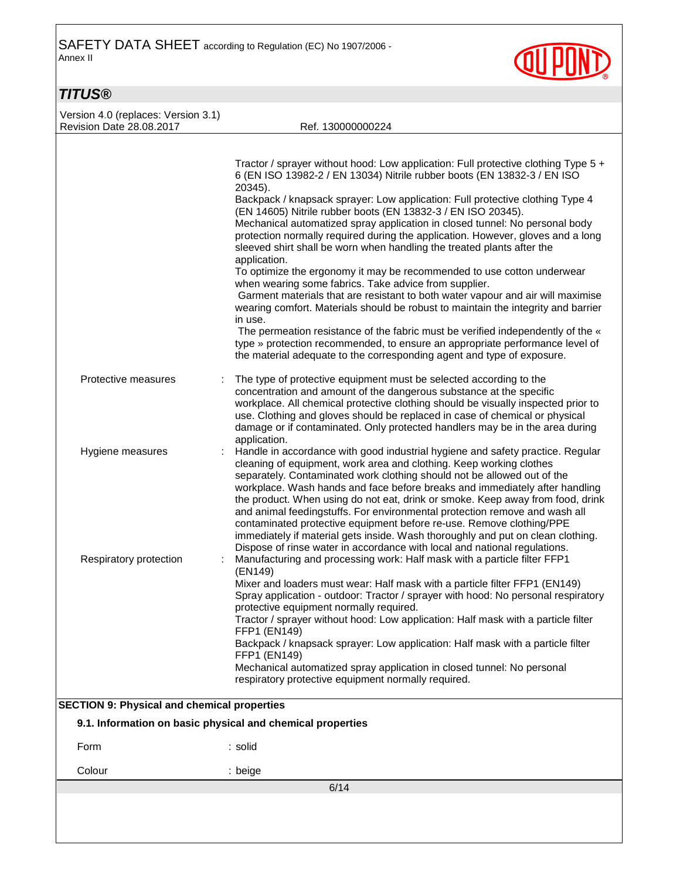Tractor / sprayer without hood: Low application: Full protective clothing Type 5 + 6 (EN ISO 13982-2 / EN 13034) Nitrile rubber boots (EN 13832-3 / EN ISO 20345).
Backpack / knapsack sprayer: Low application: Full protective clothing Type 4 (EN 14605) Nitrile rubber boots (EN 13832-3 / EN ISO 20345).
Mechanical automatized spray application in closed tunnel: No personal body protection normally required during the application. However, gloves and a long sleeved shirt shall be worn when handling the treated plants after the application.
To optimize the ergonomy it may be recommended to use cotton underwear when wearing some fabrics. Take advice from supplier.
Garment materials that are resistant to both water vapour and air will maximise wearing comfort. Materials should be robust to maintain the integrity and barrier in use.
The permeation resistance of the fabric must be verified independently of the « type » protection recommended, to ensure an appropriate performance level of the material adequate to the corresponding agent and type of exposure.

Protective measures : The type of protective equipment must be selected according to the concentration and amount of the dangerous substance at the specific workplace. All chemical protective clothing should be visually inspected prior to use. Clothing and gloves should be replaced in case of chemical or physical damage or if contaminated. Only protected handlers may be in the area during application.

Hygiene measures : Handle in accordance with good industrial hygiene and safety practice. Regular cleaning of equipment, work area and clothing. Keep working clothes separately. Contaminated work clothing should not be allowed out of the workplace. Wash hands and face before breaks and immediately after handling the product. When using do not eat, drink or smoke. Keep away from food, drink and animal feedingstuffs. For environmental protection remove and wash all contaminated protective equipment before re-use. Remove clothing/PPE immediately if material gets inside. Wash thoroughly and put on clean clothing. Dispose of rinse water in accordance with local and national regulations.

Respiratory protection : Manufacturing and processing work: Half mask with a particle filter FFP1 (EN149)
Mixer and loaders must wear: Half mask with a particle filter FFP1 (EN149)
Spray application - outdoor: Tractor / sprayer with hood: No personal respiratory protective equipment normally required.
Tractor / sprayer without hood: Low application: Half mask with a particle filter FFP1 (EN149)
Backpack / knapsack sprayer: Low application: Half mask with a particle filter FFP1 (EN149)
Mechanical automatized spray application in closed tunnel: No personal respiratory protective equipment normally required.

## SECTION 9: Physical and chemical properties

### 9.1. Information on basic physical and chemical properties

Form : solid

Colour : beige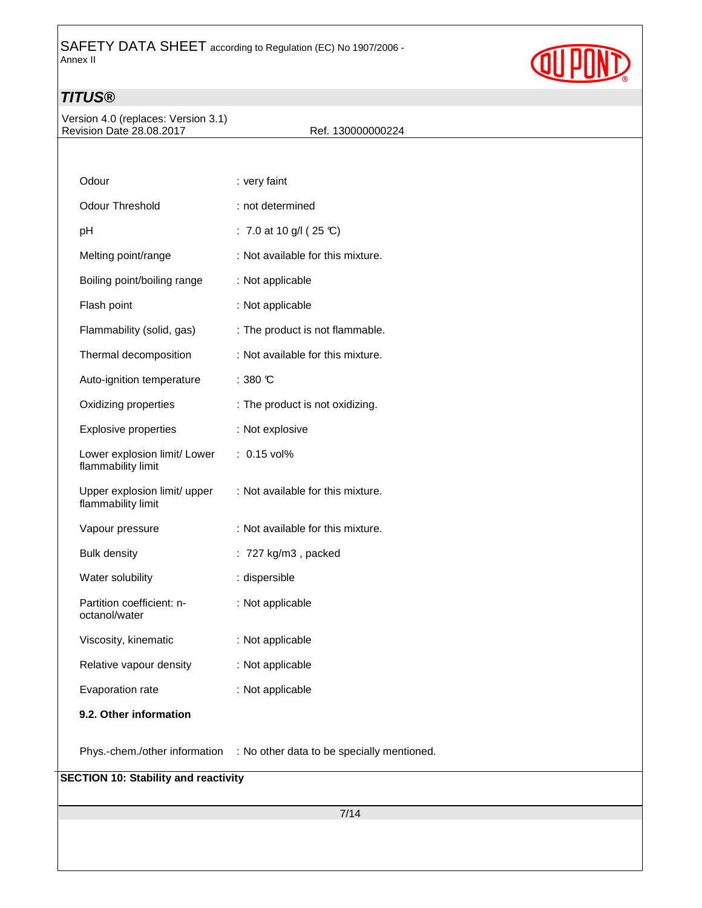| | |
|---|---|
| Odour | : very faint |
| Odour Threshold | : not determined |
| pH | : 7.0 at 10 g/l ( 25 ℃) |
| Melting point/range | : Not available for this mixture. |
| Boiling point/boiling range | : Not applicable |
| Flash point | : Not applicable |
| Flammability (solid, gas) | : The product is not flammable. |
| Thermal decomposition | : Not available for this mixture. |
| Auto-ignition temperature | : 380 ℃ |
| Oxidizing properties | : The product is not oxidizing. |
| Explosive properties | : Not explosive |
| Lower explosion limit/ Lower flammability limit | : 0.15 vol% |
| Upper explosion limit/ upper flammability limit | : Not available for this mixture. |
| Vapour pressure | : Not available for this mixture. |
| Bulk density | : 727 kg/m3 , packed |
| Water solubility | : dispersible |
| Partition coefficient: n-octanol/water | : Not applicable |
| Viscosity, kinematic | : Not applicable |
| Relative vapour density | : Not applicable |
| Evaporation rate | : Not applicable |

**9.2. Other information**

| | |
|---|---|
| Phys.-chem./other information | : No other data to be specially mentioned. |

## SECTION 10: Stability and reactivity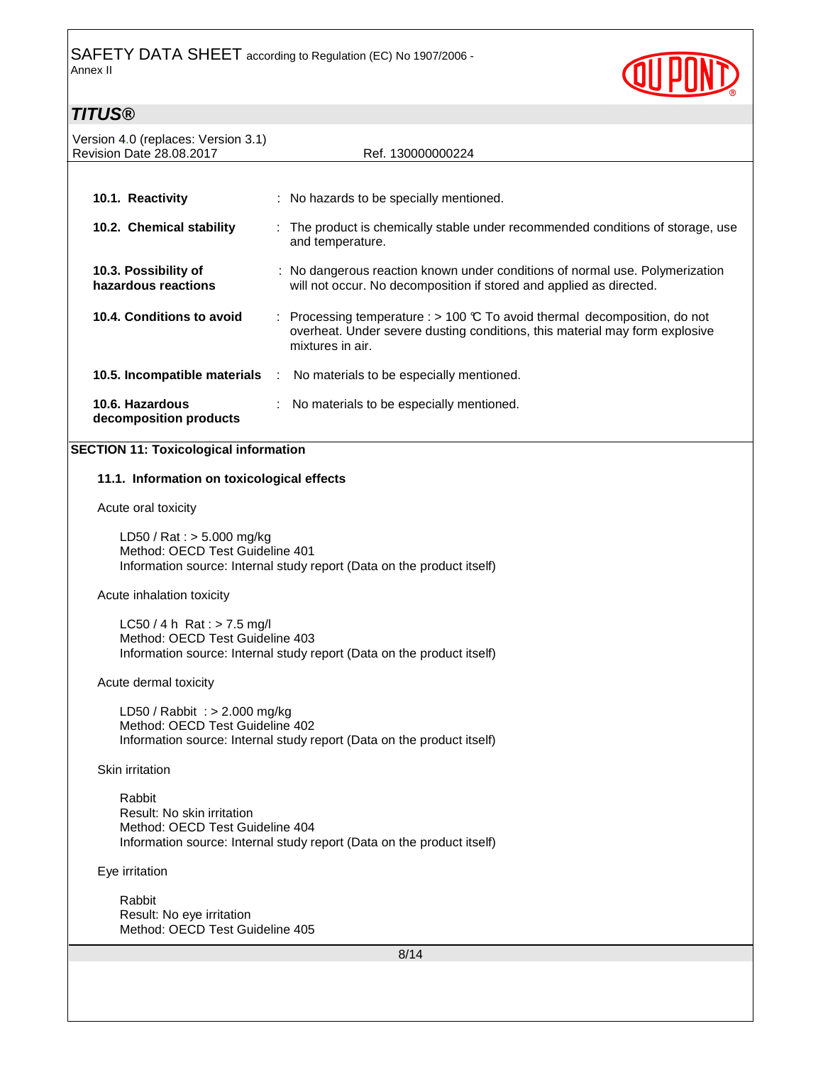| | |
|---|---|
| **10.1. Reactivity** | : No hazards to be specially mentioned. |
| **10.2. Chemical stability** | : The product is chemically stable under recommended conditions of storage, use and temperature. |
| **10.3. Possibility of hazardous reactions** | : No dangerous reaction known under conditions of normal use. Polymerization will not occur. No decomposition if stored and applied as directed. |
| **10.4. Conditions to avoid** | : Processing temperature : > 100 °C To avoid thermal decomposition, do not overheat. Under severe dusting conditions, this material may form explosive mixtures in air. |
| **10.5. Incompatible materials** | : No materials to be especially mentioned. |
| **10.6. Hazardous decomposition products** | : No materials to be especially mentioned. |

## SECTION 11: Toxicological information

### 11.1. Information on toxicological effects

Acute oral toxicity

LD50 / Rat : > 5.000 mg/kg
Method: OECD Test Guideline 401
Information source: Internal study report (Data on the product itself)

Acute inhalation toxicity

LC50 / 4 h Rat : > 7.5 mg/l
Method: OECD Test Guideline 403
Information source: Internal study report (Data on the product itself)

Acute dermal toxicity

LD50 / Rabbit : > 2.000 mg/kg
Method: OECD Test Guideline 402
Information source: Internal study report (Data on the product itself)

Skin irritation

Rabbit
Result: No skin irritation
Method: OECD Test Guideline 404
Information source: Internal study report (Data on the product itself)

Eye irritation

Rabbit
Result: No eye irritation
Method: OECD Test Guideline 405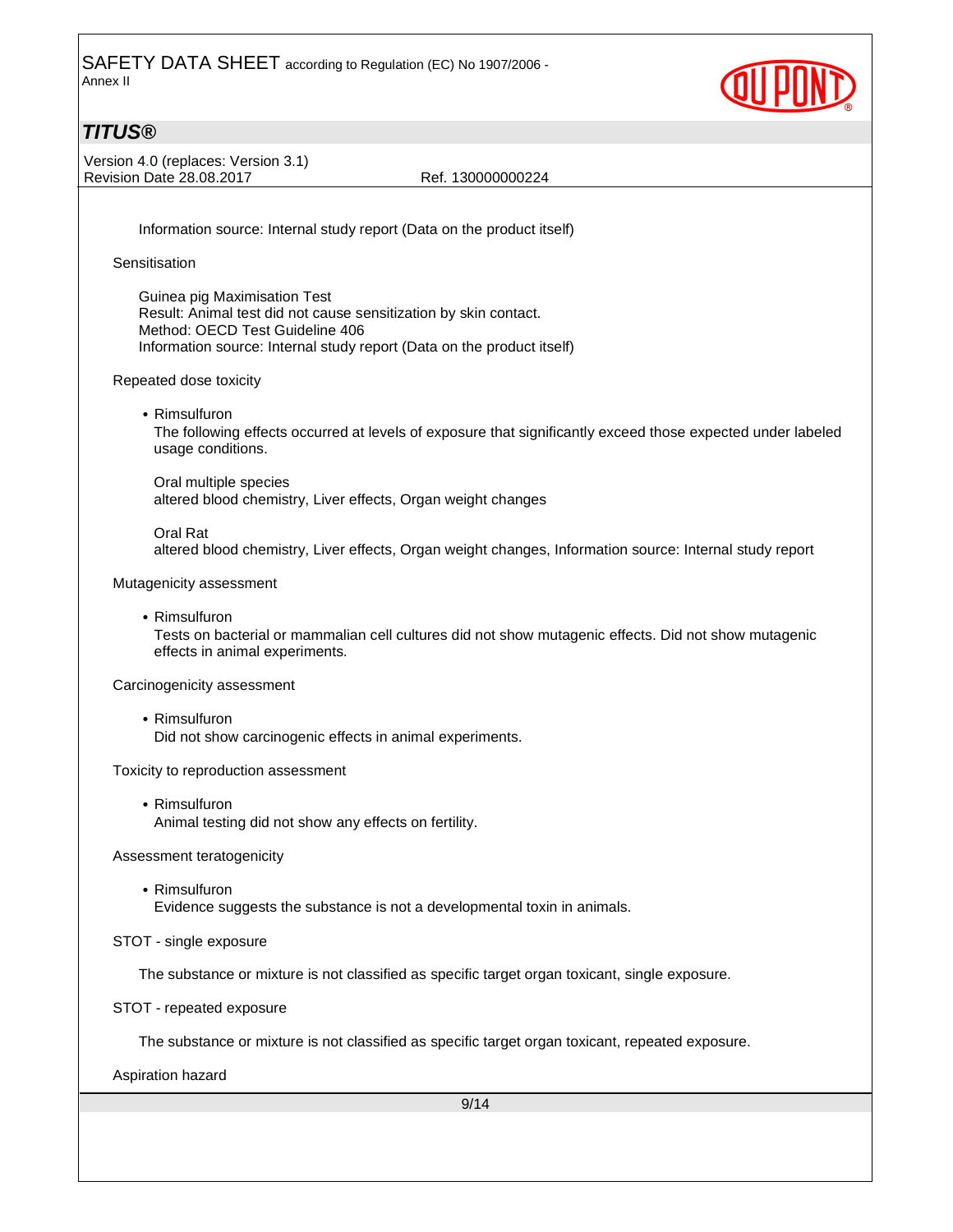Information source: Internal study report (Data on the product itself)

Sensitisation

Guinea pig Maximisation Test
Result: Animal test did not cause sensitization by skin contact.
Method: OECD Test Guideline 406
Information source: Internal study report (Data on the product itself)

Repeated dose toxicity

- Rimsulfuron
  The following effects occurred at levels of exposure that significantly exceed those expected under labeled usage conditions.

  Oral multiple species
  altered blood chemistry, Liver effects, Organ weight changes

  Oral Rat
  altered blood chemistry, Liver effects, Organ weight changes, Information source: Internal study report

Mutagenicity assessment

- Rimsulfuron
  Tests on bacterial or mammalian cell cultures did not show mutagenic effects. Did not show mutagenic effects in animal experiments.

Carcinogenicity assessment

- Rimsulfuron
  Did not show carcinogenic effects in animal experiments.

Toxicity to reproduction assessment

- Rimsulfuron
  Animal testing did not show any effects on fertility.

Assessment teratogenicity

- Rimsulfuron
  Evidence suggests the substance is not a developmental toxin in animals.

STOT - single exposure

The substance or mixture is not classified as specific target organ toxicant, single exposure.

STOT - repeated exposure

The substance or mixture is not classified as specific target organ toxicant, repeated exposure.

Aspiration hazard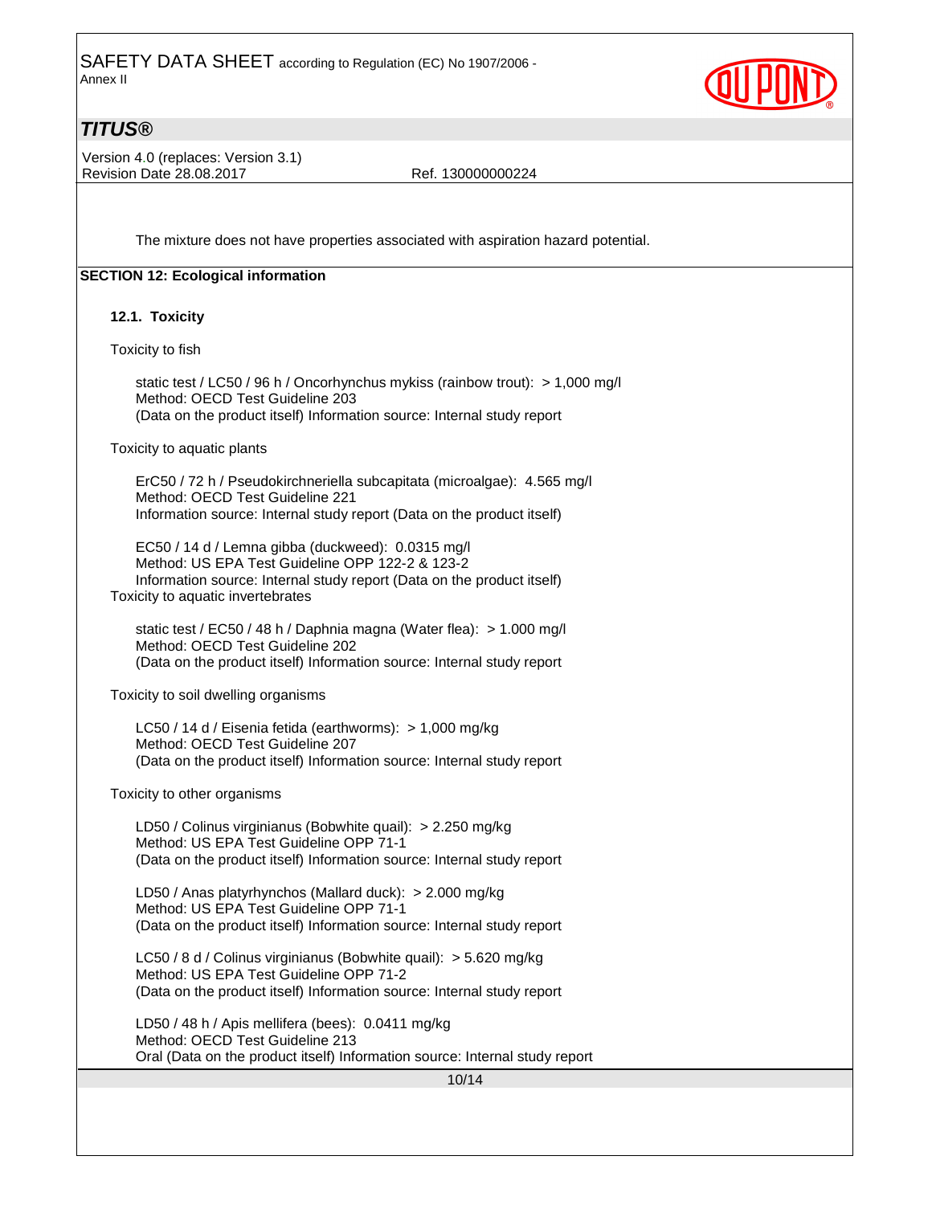The mixture does not have properties associated with aspiration hazard potential.

## SECTION 12: Ecological information

### 12.1. Toxicity

Toxicity to fish

static test / LC50 / 96 h / Oncorhynchus mykiss (rainbow trout): > 1,000 mg/l
Method: OECD Test Guideline 203
(Data on the product itself) Information source: Internal study report

Toxicity to aquatic plants

ErC50 / 72 h / Pseudokirchneriella subcapitata (microalgae): 4.565 mg/l
Method: OECD Test Guideline 221
Information source: Internal study report (Data on the product itself)

EC50 / 14 d / Lemna gibba (duckweed): 0.0315 mg/l
Method: US EPA Test Guideline OPP 122-2 & 123-2
Information source: Internal study report (Data on the product itself)

Toxicity to aquatic invertebrates

static test / EC50 / 48 h / Daphnia magna (Water flea): > 1.000 mg/l
Method: OECD Test Guideline 202
(Data on the product itself) Information source: Internal study report

Toxicity to soil dwelling organisms

LC50 / 14 d / Eisenia fetida (earthworms): > 1,000 mg/kg
Method: OECD Test Guideline 207
(Data on the product itself) Information source: Internal study report

Toxicity to other organisms

LD50 / Colinus virginianus (Bobwhite quail): > 2.250 mg/kg
Method: US EPA Test Guideline OPP 71-1
(Data on the product itself) Information source: Internal study report

LD50 / Anas platyrhynchos (Mallard duck): > 2.000 mg/kg
Method: US EPA Test Guideline OPP 71-1
(Data on the product itself) Information source: Internal study report

LC50 / 8 d / Colinus virginianus (Bobwhite quail): > 5.620 mg/kg
Method: US EPA Test Guideline OPP 71-2
(Data on the product itself) Information source: Internal study report

LD50 / 48 h / Apis mellifera (bees): 0.0411 mg/kg
Method: OECD Test Guideline 213
Oral (Data on the product itself) Information source: Internal study report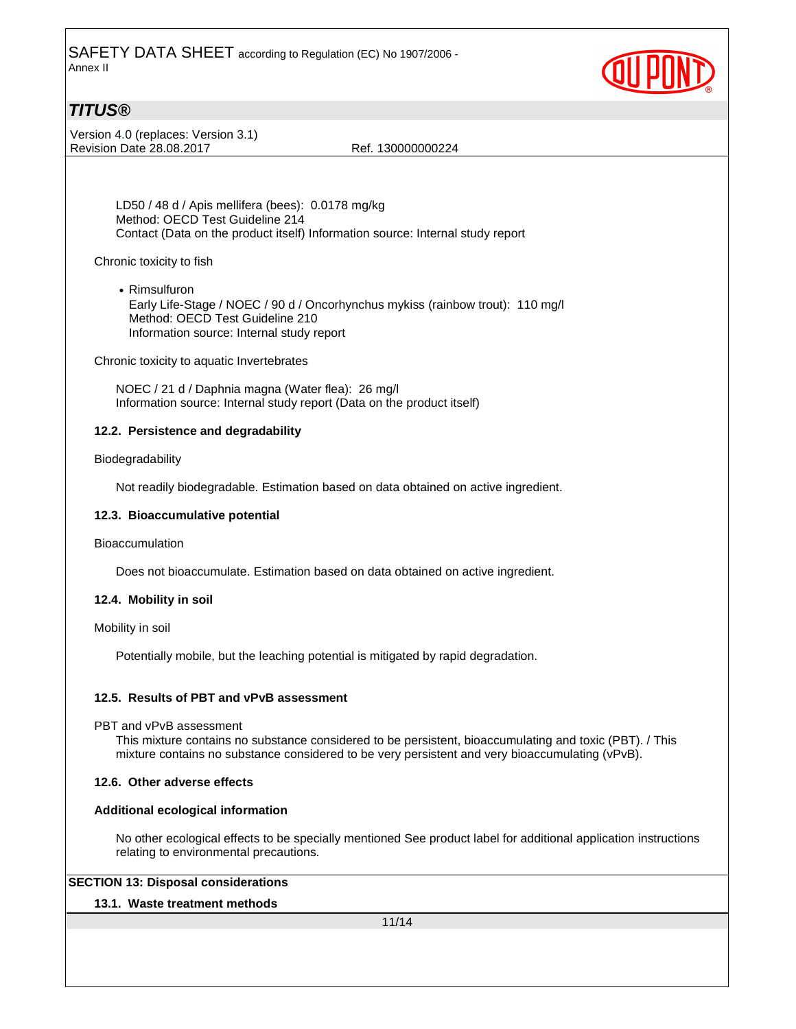LD50 / 48 d / Apis mellifera (bees): 0.0178 mg/kg
Method: OECD Test Guideline 214
Contact (Data on the product itself) Information source: Internal study report

Chronic toxicity to fish

- Rimsulfuron
  Early Life-Stage / NOEC / 90 d / Oncorhynchus mykiss (rainbow trout): 110 mg/l
  Method: OECD Test Guideline 210
  Information source: Internal study report

Chronic toxicity to aquatic Invertebrates

NOEC / 21 d / Daphnia magna (Water flea): 26 mg/l
Information source: Internal study report (Data on the product itself)

### 12.2. Persistence and degradability

Biodegradability

Not readily biodegradable. Estimation based on data obtained on active ingredient.

### 12.3. Bioaccumulative potential

Bioaccumulation

Does not bioaccumulate. Estimation based on data obtained on active ingredient.

### 12.4. Mobility in soil

Mobility in soil

Potentially mobile, but the leaching potential is mitigated by rapid degradation.

### 12.5. Results of PBT and vPvB assessment

PBT and vPvB assessment
This mixture contains no substance considered to be persistent, bioaccumulating and toxic (PBT). / This mixture contains no substance considered to be very persistent and very bioaccumulating (vPvB).

### 12.6. Other adverse effects

**Additional ecological information**

No other ecological effects to be specially mentioned See product label for additional application instructions relating to environmental precautions.

## SECTION 13: Disposal considerations

### 13.1. Waste treatment methods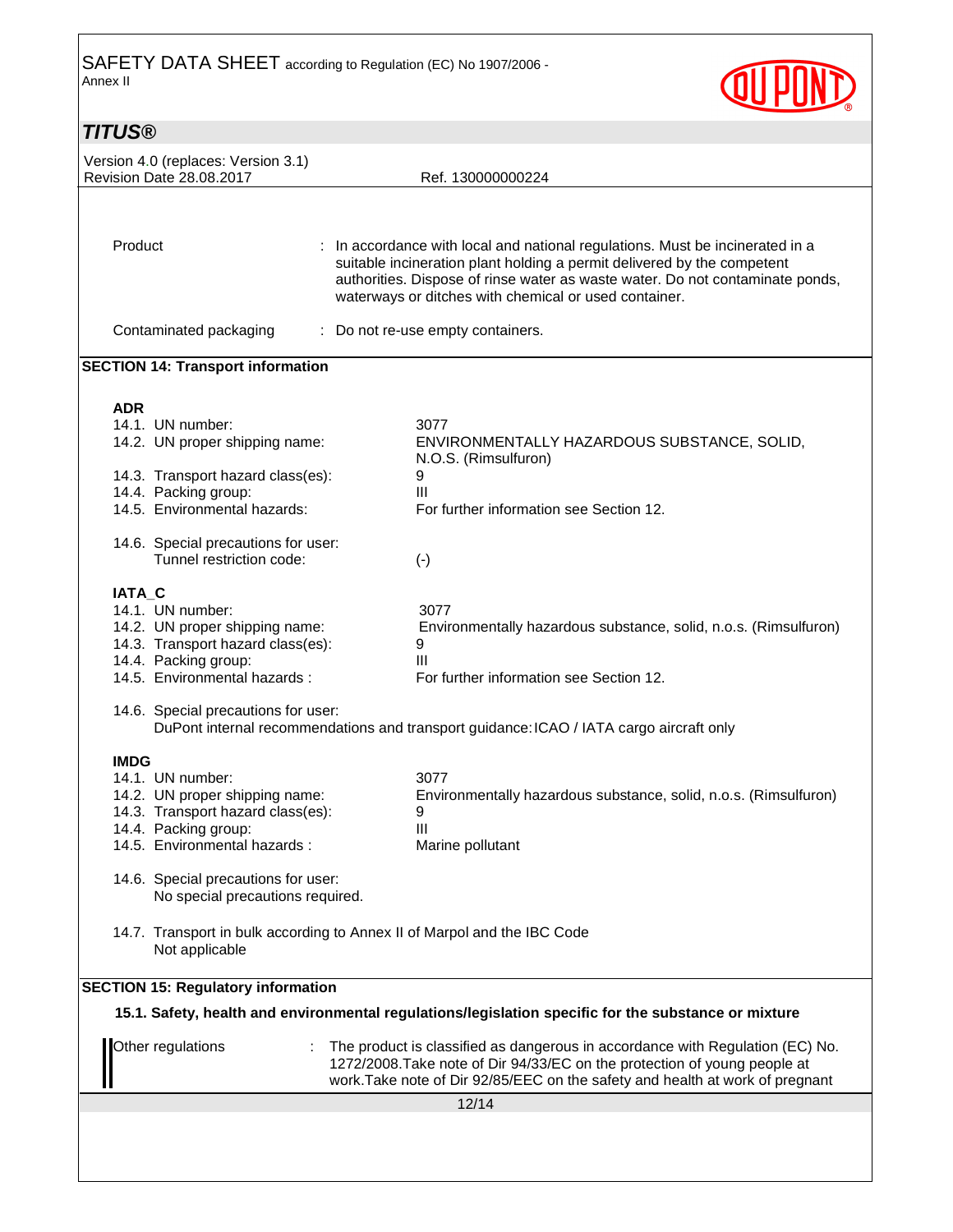| | |
|---|---|
| Product | : In accordance with local and national regulations. Must be incinerated in a suitable incineration plant holding a permit delivered by the competent authorities. Dispose of rinse water as waste water. Do not contaminate ponds, waterways or ditches with chemical or used container. |
| Contaminated packaging | : Do not re-use empty containers. |

## SECTION 14: Transport information

**ADR**

| | |
|---|---|
| 14.1. UN number: | 3077 |
| 14.2. UN proper shipping name: | ENVIRONMENTALLY HAZARDOUS SUBSTANCE, SOLID, N.O.S. (Rimsulfuron) |
| 14.3. Transport hazard class(es): | 9 |
| 14.4. Packing group: | III |
| 14.5. Environmental hazards: | For further information see Section 12. |
| 14.6. Special precautions for user: Tunnel restriction code: | (-) |

**IATA_C**

| | |
|---|---|
| 14.1. UN number: | 3077 |
| 14.2. UN proper shipping name: | Environmentally hazardous substance, solid, n.o.s. (Rimsulfuron) |
| 14.3. Transport hazard class(es): | 9 |
| 14.4. Packing group: | III |
| 14.5. Environmental hazards : | For further information see Section 12. |

14.6. Special precautions for user:
DuPont internal recommendations and transport guidance: ICAO / IATA cargo aircraft only

**IMDG**

| | |
|---|---|
| 14.1. UN number: | 3077 |
| 14.2. UN proper shipping name: | Environmentally hazardous substance, solid, n.o.s. (Rimsulfuron) |
| 14.3. Transport hazard class(es): | 9 |
| 14.4. Packing group: | III |
| 14.5. Environmental hazards : | Marine pollutant |

14.6. Special precautions for user:
No special precautions required.

14.7. Transport in bulk according to Annex II of Marpol and the IBC Code
Not applicable

## SECTION 15: Regulatory information

### 15.1. Safety, health and environmental regulations/legislation specific for the substance or mixture

| | |
|---|---|
| Other regulations | : The product is classified as dangerous in accordance with Regulation (EC) No. 1272/2008. Take note of Dir 94/33/EC on the protection of young people at work. Take note of Dir 92/85/EEC on the safety and health at work of pregnant |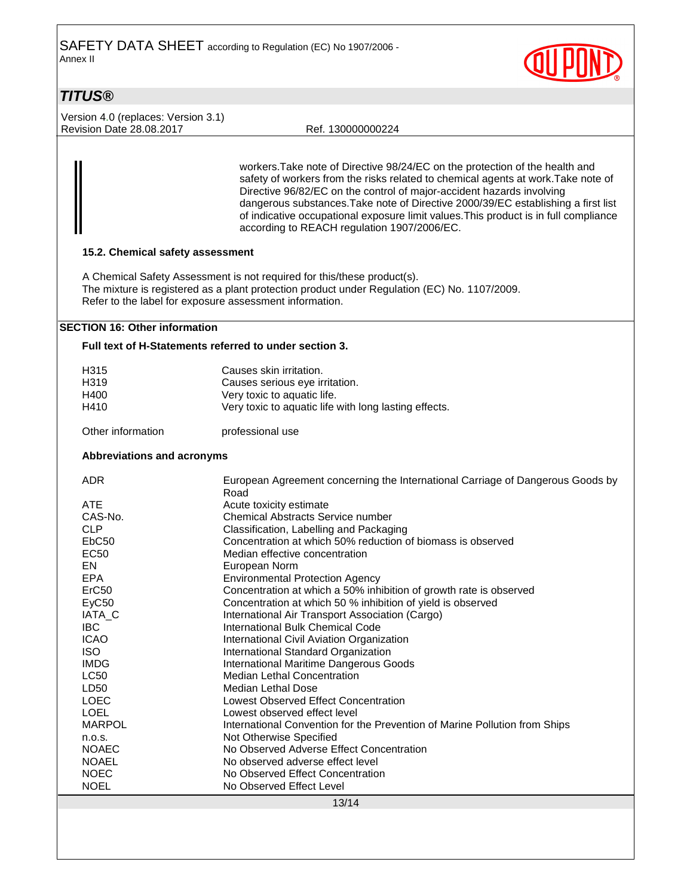workers.Take note of Directive 98/24/EC on the protection of the health and safety of workers from the risks related to chemical agents at work.Take note of Directive 96/82/EC on the control of major-accident hazards involving dangerous substances.Take note of Directive 2000/39/EC establishing a first list of indicative occupational exposure limit values.This product is in full compliance according to REACH regulation 1907/2006/EC.

### 15.2. Chemical safety assessment

A Chemical Safety Assessment is not required for this/these product(s).
The mixture is registered as a plant protection product under Regulation (EC) No. 1107/2009.
Refer to the label for exposure assessment information.

## SECTION 16: Other information

### Full text of H-Statements referred to under section 3.

| | |
|---|---|
| H315 | Causes skin irritation. |
| H319 | Causes serious eye irritation. |
| H400 | Very toxic to aquatic life. |
| H410 | Very toxic to aquatic life with long lasting effects. |

| | |
|---|---|
| Other information | professional use |

### Abbreviations and acronyms

| | |
|---|---|
| ADR | European Agreement concerning the International Carriage of Dangerous Goods by Road |
| ATE | Acute toxicity estimate |
| CAS-No. | Chemical Abstracts Service number |
| CLP | Classification, Labelling and Packaging |
| EbC50 | Concentration at which 50% reduction of biomass is observed |
| EC50 | Median effective concentration |
| EN | European Norm |
| EPA | Environmental Protection Agency |
| ErC50 | Concentration at which a 50% inhibition of growth rate is observed |
| EyC50 | Concentration at which 50 % inhibition of yield is observed |
| IATA_C | International Air Transport Association (Cargo) |
| IBC | International Bulk Chemical Code |
| ICAO | International Civil Aviation Organization |
| ISO | International Standard Organization |
| IMDG | International Maritime Dangerous Goods |
| LC50 | Median Lethal Concentration |
| LD50 | Median Lethal Dose |
| LOEC | Lowest Observed Effect Concentration |
| LOEL | Lowest observed effect level |
| MARPOL | International Convention for the Prevention of Marine Pollution from Ships |
| n.o.s. | Not Otherwise Specified |
| NOAEC | No Observed Adverse Effect Concentration |
| NOAEL | No observed adverse effect level |
| NOEC | No Observed Effect Concentration |
| NOEL | No Observed Effect Level |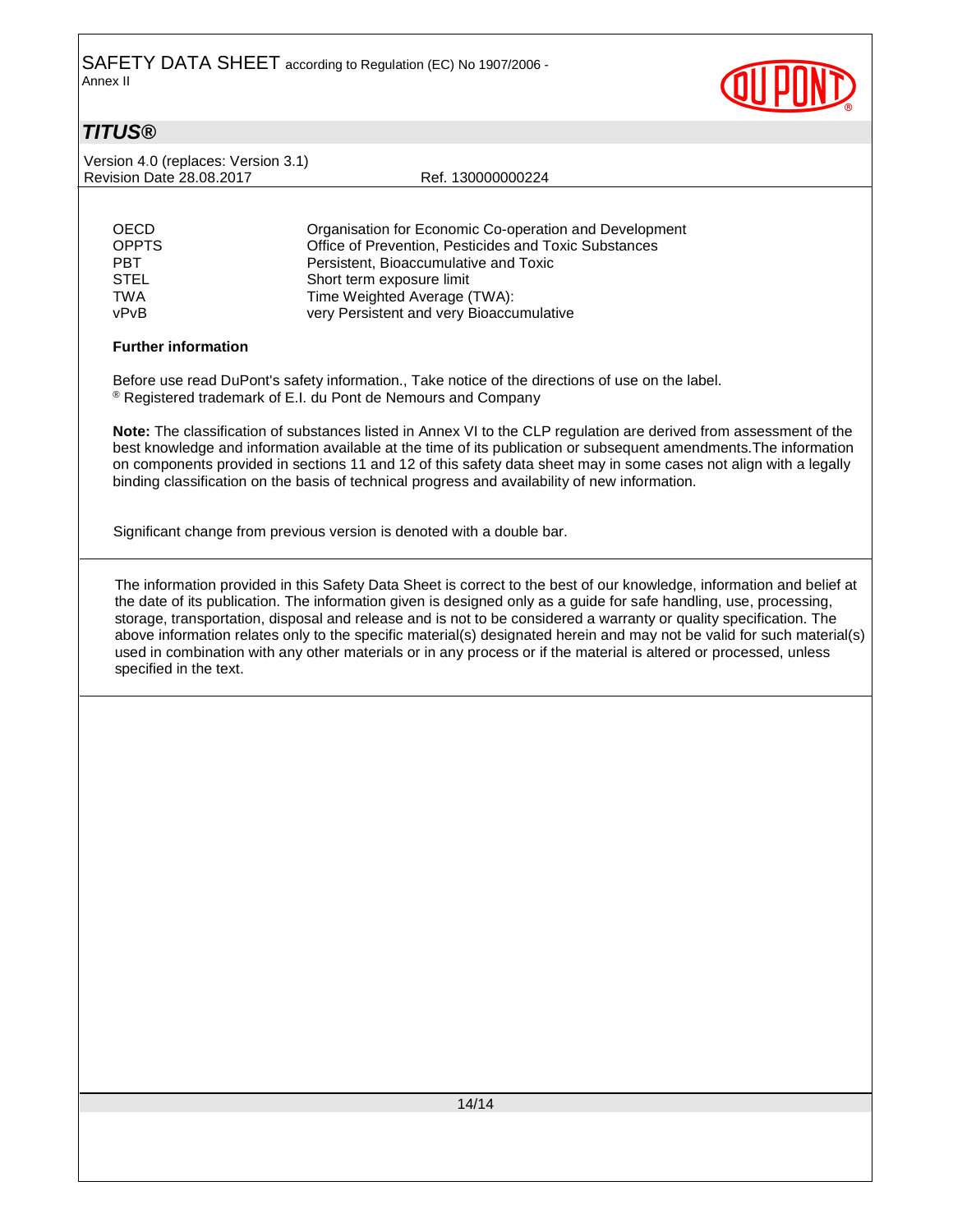| | |
|---|---|
| OECD | Organisation for Economic Co-operation and Development |
| OPPTS | Office of Prevention, Pesticides and Toxic Substances |
| PBT | Persistent, Bioaccumulative and Toxic |
| STEL | Short term exposure limit |
| TWA | Time Weighted Average (TWA): |
| vPvB | very Persistent and very Bioaccumulative |

**Further information**

Before use read DuPont's safety information., Take notice of the directions of use on the label.
® Registered trademark of E.I. du Pont de Nemours and Company

**Note:** The classification of substances listed in Annex VI to the CLP regulation are derived from assessment of the best knowledge and information available at the time of its publication or subsequent amendments.The information on components provided in sections 11 and 12 of this safety data sheet may in some cases not align with a legally binding classification on the basis of technical progress and availability of new information.

Significant change from previous version is denoted with a double bar.

The information provided in this Safety Data Sheet is correct to the best of our knowledge, information and belief at the date of its publication. The information given is designed only as a guide for safe handling, use, processing, storage, transportation, disposal and release and is not to be considered a warranty or quality specification. The above information relates only to the specific material(s) designated herein and may not be valid for such material(s) used in combination with any other materials or in any process or if the material is altered or processed, unless specified in the text.